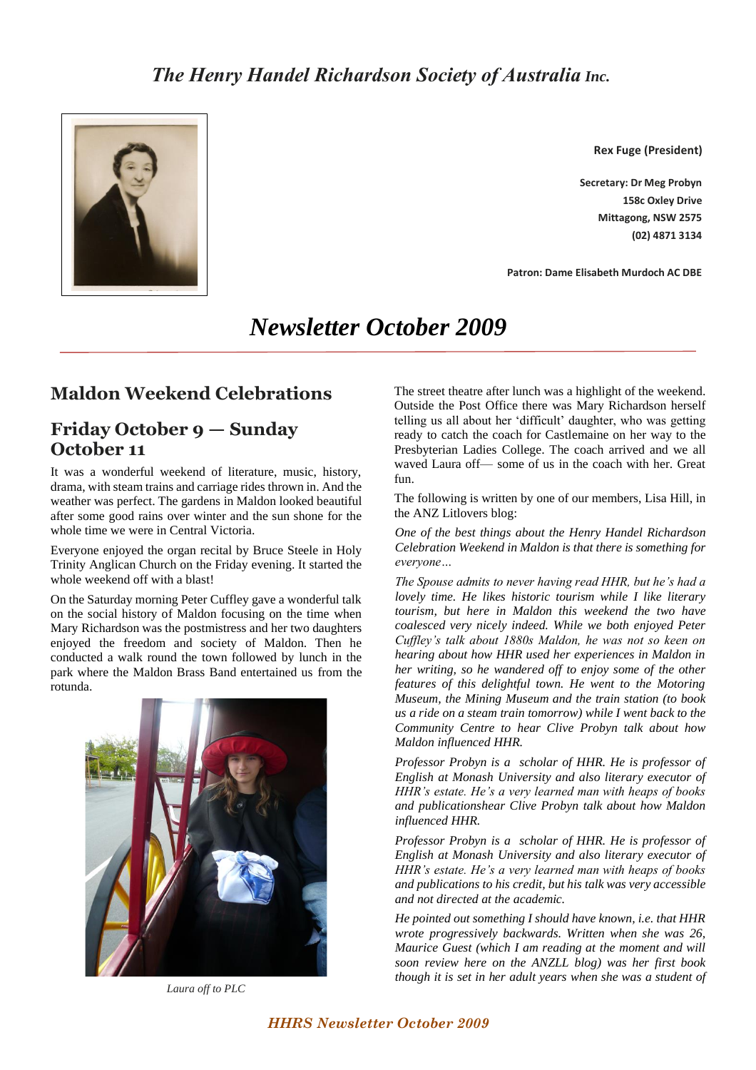# *The Henry Handel Richardson Society of Australia Inc.*

**Rex Fuge (President)**

**Secretary: Dr Meg Probyn**
**158c Oxley Drive**
**Mittagong, NSW 2575**
**(02) 4871 3134**

**Patron: Dame Elisabeth Murdoch AC DBE**

# *Newsletter October 2009*

## Maldon Weekend Celebrations

## Friday October 9 — Sunday October 11

It was a wonderful weekend of literature, music, history, drama, with steam trains and carriage rides thrown in. And the weather was perfect. The gardens in Maldon looked beautiful after some good rains over winter and the sun shone for the whole time we were in Central Victoria.

Everyone enjoyed the organ recital by Bruce Steele in Holy Trinity Anglican Church on the Friday evening. It started the whole weekend off with a blast!

On the Saturday morning Peter Cuffley gave a wonderful talk on the social history of Maldon focusing on the time when Mary Richardson was the postmistress and her two daughters enjoyed the freedom and society of Maldon. Then he conducted a walk round the town followed by lunch in the park where the Maldon Brass Band entertained us from the rotunda.

*Laura off to PLC*

The street theatre after lunch was a highlight of the weekend. Outside the Post Office there was Mary Richardson herself telling us all about her 'difficult' daughter, who was getting ready to catch the coach for Castlemaine on her way to the Presbyterian Ladies College. The coach arrived and we all waved Laura off— some of us in the coach with her. Great fun.

The following is written by one of our members, Lisa Hill, in the ANZ Litlovers blog:

*One of the best things about the Henry Handel Richardson Celebration Weekend in Maldon is that there is something for everyone…*

*The Spouse admits to never having read HHR, but he's had a lovely time. He likes historic tourism while I like literary tourism, but here in Maldon this weekend the two have coalesced very nicely indeed. While we both enjoyed Peter Cuffley's talk about 1880s Maldon, he was not so keen on hearing about how HHR used her experiences in Maldon in her writing, so he wandered off to enjoy some of the other features of this delightful town. He went to the Motoring Museum, the Mining Museum and the train station (to book us a ride on a steam train tomorrow) while I went back to the Community Centre to hear Clive Probyn talk about how Maldon influenced HHR.*

*Professor Probyn is a scholar of HHR. He is professor of English at Monash University and also literary executor of HHR's estate. He's a very learned man with heaps of books and publicationshear Clive Probyn talk about how Maldon influenced HHR.*

*Professor Probyn is a scholar of HHR. He is professor of English at Monash University and also literary executor of HHR's estate. He's a very learned man with heaps of books and publications to his credit, but his talk was very accessible and not directed at the academic.*

*He pointed out something I should have known, i.e. that HHR wrote progressively backwards. Written when she was 26, Maurice Guest (which I am reading at the moment and will soon review here on the ANZLL blog) was her first book though it is set in her adult years when she was a student of*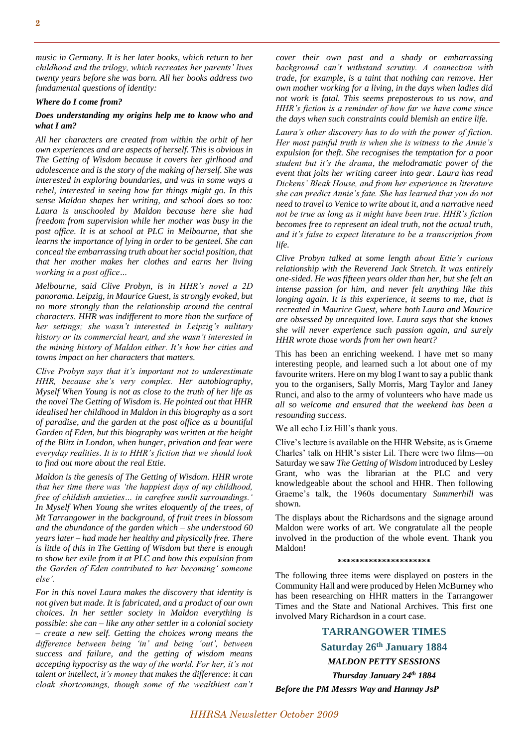*music in Germany. It is her later books, which return to her childhood and the trilogy, which recreates her parents' lives twenty years before she was born. All her books address two fundamental questions of identity:*

***Where do I come from?***

***Does understanding my origins help me to know who and what I am?***

*All her characters are created from within the orbit of her own experiences and are aspects of herself. This is obvious in The Getting of Wisdom because it covers her girlhood and adolescence and is the story of the making of herself. She was interested in exploring boundaries, and was in some ways a rebel, interested in seeing how far things might go. In this sense Maldon shapes her writing, and school does so too: Laura is unschooled by Maldon because here she had freedom from supervision while her mother was busy in the post office. It is at school at PLC in Melbourne, that she learns the importance of lying in order to be genteel. She can conceal the embarrassing truth about her social position, that that her mother makes her clothes and earns her living working in a post office…*

*Melbourne, said Clive Probyn, is in HHR's novel a 2D panorama. Leipzig, in Maurice Guest, is strongly evoked, but no more strongly than the relationship around the central characters. HHR was indifferent to more than the surface of her settings; she wasn't interested in Leipzig's military history or its commercial heart, and she wasn't interested in the mining history of Maldon either. It's how her cities and towns impact on her characters that matters.*

*Clive Probyn says that it's important not to underestimate HHR, because she's very complex. Her autobiography, Myself When Young is not as close to the truth of her life as the novel The Getting of Wisdom is. He pointed out that HHR idealised her childhood in Maldon in this biography as a sort of paradise, and the garden at the post office as a bountiful Garden of Eden, but this biography was written at the height of the Blitz in London, when hunger, privation and fear were everyday realities. It is to HHR's fiction that we should look to find out more about the real Ettie.*

*Maldon is the genesis of The Getting of Wisdom. HHR wrote that her time there was 'the happiest days of my childhood, free of childish anxieties… in carefree sunlit surroundings.' In Myself When Young she writes eloquently of the trees, of Mt Tarrangower in the background, of fruit trees in blossom and the abundance of the garden which – she understood 60 years later – had made her healthy and physically free. There is little of this in The Getting of Wisdom but there is enough to show her exile from it at PLC and how this expulsion from the Garden of Eden contributed to her becoming' someone else'.*

*For in this novel Laura makes the discovery that identity is not given but made. It is fabricated, and a product of our own choices. In her settler society in Maldon everything is possible: she can – like any other settler in a colonial society – create a new self. Getting the choices wrong means the difference between being 'in' and being 'out', between success and failure, and the getting of wisdom means accepting hypocrisy as the way of the world. For her, it's not talent or intellect, it's money that makes the difference: it can cloak shortcomings, though some of the wealthiest can't cover their own past and a shady or embarrassing background can't withstand scrutiny. A connection with trade, for example, is a taint that nothing can remove. Her own mother working for a living, in the days when ladies did not work is fatal. This seems preposterous to us now, and HHR's fiction is a reminder of how far we have come since the days when such constraints could blemish an entire life.*

*Laura's other discovery has to do with the power of fiction. Her most painful truth is when she is witness to the Annie's expulsion for theft. She recognises the temptation for a poor student but it's the drama, the melodramatic power of the event that jolts her writing career into gear. Laura has read Dickens' Bleak House, and from her experience in literature she can predict Annie's fate. She has learned that you do not need to travel to Venice to write about it, and a narrative need not be true as long as it might have been true. HHR's fiction becomes free to represent an ideal truth, not the actual truth, and it's false to expect literature to be a transcription from life.*

*Clive Probyn talked at some length about Ettie's curious relationship with the Reverend Jack Stretch. It was entirely one-sided. He was fifteen years older than her, but she felt an intense passion for him, and never felt anything like this longing again. It is this experience, it seems to me, that is recreated in Maurice Guest, where both Laura and Maurice are obsessed by unrequited love. Laura says that she knows she will never experience such passion again, and surely HHR wrote those words from her own heart?*

This has been an enriching weekend. I have met so many interesting people, and learned such a lot about one of my favourite writers. Here on my blog I want to say a public thank you to the organisers, Sally Morris, Marg Taylor and Janey Runci, and also to the army of volunteers who have made us *all so welcome and ensured that the weekend has been a resounding success.*

We all echo Liz Hill's thank yous.

Clive's lecture is available on the HHR Website, as is Graeme Charles' talk on HHR's sister Lil. There were two films—on Saturday we saw *The Getting of Wisdom* introduced by Lesley Grant, who was the librarian at the PLC and very knowledgeable about the school and HHR. Then following Graeme's talk, the 1960s documentary *Summerhill* was shown.

The displays about the Richardsons and the signage around Maldon were works of art. We congratulate all the people involved in the production of the whole event. Thank you Maldon!

********************

The following three items were displayed on posters in the Community Hall and were produced by Helen McBurney who has been researching on HHR matters in the Tarrangower Times and the State and National Archives. This first one involved Mary Richardson in a court case.

**TARRANGOWER TIMES**

**Saturday 26th January 1884**

***MALDON PETTY SESSIONS***

***Thursday January 24th 1884***

***Before the PM Messrs Way and Hannay JsP***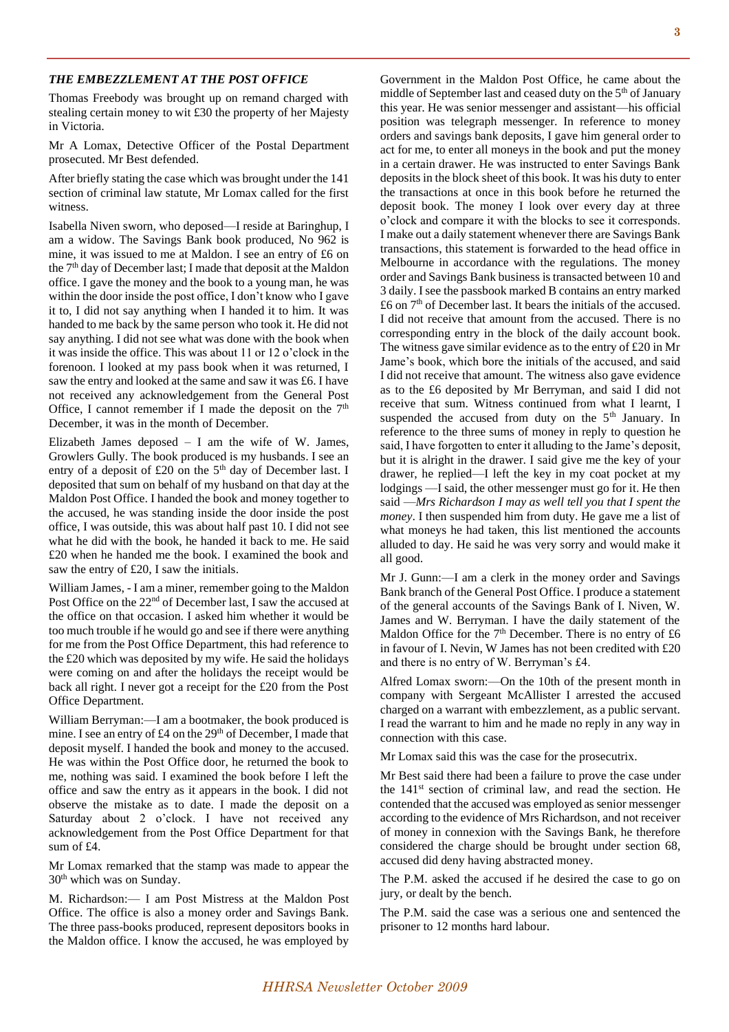### ***THE EMBEZZLEMENT AT THE POST OFFICE***

Thomas Freebody was brought up on remand charged with stealing certain money to wit £30 the property of her Majesty in Victoria.

Mr A Lomax, Detective Officer of the Postal Department prosecuted. Mr Best defended.

After briefly stating the case which was brought under the 141 section of criminal law statute, Mr Lomax called for the first witness.

Isabella Niven sworn, who deposed—I reside at Baringhup, I am a widow. The Savings Bank book produced, No 962 is mine, it was issued to me at Maldon. I see an entry of £6 on the 7th day of December last; I made that deposit at the Maldon office. I gave the money and the book to a young man, he was within the door inside the post office, I don't know who I gave it to, I did not say anything when I handed it to him. It was handed to me back by the same person who took it. He did not say anything. I did not see what was done with the book when it was inside the office. This was about 11 or 12 o'clock in the forenoon. I looked at my pass book when it was returned, I saw the entry and looked at the same and saw it was £6. I have not received any acknowledgement from the General Post Office, I cannot remember if I made the deposit on the 7th December, it was in the month of December.

Elizabeth James deposed – I am the wife of W. James, Growlers Gully. The book produced is my husbands. I see an entry of a deposit of £20 on the 5th day of December last. I deposited that sum on behalf of my husband on that day at the Maldon Post Office. I handed the book and money together to the accused, he was standing inside the door inside the post office, I was outside, this was about half past 10. I did not see what he did with the book, he handed it back to me. He said £20 when he handed me the book. I examined the book and saw the entry of £20, I saw the initials.

William James, - I am a miner, remember going to the Maldon Post Office on the 22nd of December last, I saw the accused at the office on that occasion. I asked him whether it would be too much trouble if he would go and see if there were anything for me from the Post Office Department, this had reference to the £20 which was deposited by my wife. He said the holidays were coming on and after the holidays the receipt would be back all right. I never got a receipt for the £20 from the Post Office Department.

William Berryman:—I am a bootmaker, the book produced is mine. I see an entry of £4 on the 29th of December, I made that deposit myself. I handed the book and money to the accused. He was within the Post Office door, he returned the book to me, nothing was said. I examined the book before I left the office and saw the entry as it appears in the book. I did not observe the mistake as to date. I made the deposit on a Saturday about 2 o'clock. I have not received any acknowledgement from the Post Office Department for that sum of £4.

Mr Lomax remarked that the stamp was made to appear the 30th which was on Sunday.

M. Richardson:— I am Post Mistress at the Maldon Post Office. The office is also a money order and Savings Bank. The three pass-books produced, represent depositors books in the Maldon office. I know the accused, he was employed by Government in the Maldon Post Office, he came about the middle of September last and ceased duty on the 5th of January this year. He was senior messenger and assistant—his official position was telegraph messenger. In reference to money orders and savings bank deposits, I gave him general order to act for me, to enter all moneys in the book and put the money in a certain drawer. He was instructed to enter Savings Bank deposits in the block sheet of this book. It was his duty to enter the transactions at once in this book before he returned the deposit book. The money I look over every day at three o'clock and compare it with the blocks to see it corresponds. I make out a daily statement whenever there are Savings Bank transactions, this statement is forwarded to the head office in Melbourne in accordance with the regulations. The money order and Savings Bank business is transacted between 10 and 3 daily. I see the passbook marked B contains an entry marked £6 on 7th of December last. It bears the initials of the accused. I did not receive that amount from the accused. There is no corresponding entry in the block of the daily account book. The witness gave similar evidence as to the entry of £20 in Mr Jame's book, which bore the initials of the accused, and said I did not receive that amount. The witness also gave evidence as to the £6 deposited by Mr Berryman, and said I did not receive that sum. Witness continued from what I learnt, I suspended the accused from duty on the 5th January. In reference to the three sums of money in reply to question he said, I have forgotten to enter it alluding to the Jame's deposit, but it is alright in the drawer. I said give me the key of your drawer, he replied—I left the key in my coat pocket at my lodgings —I said, the other messenger must go for it. He then said —*Mrs Richardson I may as well tell you that I spent the money*. I then suspended him from duty. He gave me a list of what moneys he had taken, this list mentioned the accounts alluded to day. He said he was very sorry and would make it all good.

Mr J. Gunn:—I am a clerk in the money order and Savings Bank branch of the General Post Office. I produce a statement of the general accounts of the Savings Bank of I. Niven, W. James and W. Berryman. I have the daily statement of the Maldon Office for the 7th December. There is no entry of £6 in favour of I. Nevin, W James has not been credited with £20 and there is no entry of W. Berryman's £4.

Alfred Lomax sworn:—On the 10th of the present month in company with Sergeant McAllister I arrested the accused charged on a warrant with embezzlement, as a public servant. I read the warrant to him and he made no reply in any way in connection with this case.

Mr Lomax said this was the case for the prosecutrix.

Mr Best said there had been a failure to prove the case under the 141st section of criminal law, and read the section. He contended that the accused was employed as senior messenger according to the evidence of Mrs Richardson, and not receiver of money in connexion with the Savings Bank, he therefore considered the charge should be brought under section 68, accused did deny having abstracted money.

The P.M. asked the accused if he desired the case to go on jury, or dealt by the bench.

The P.M. said the case was a serious one and sentenced the prisoner to 12 months hard labour.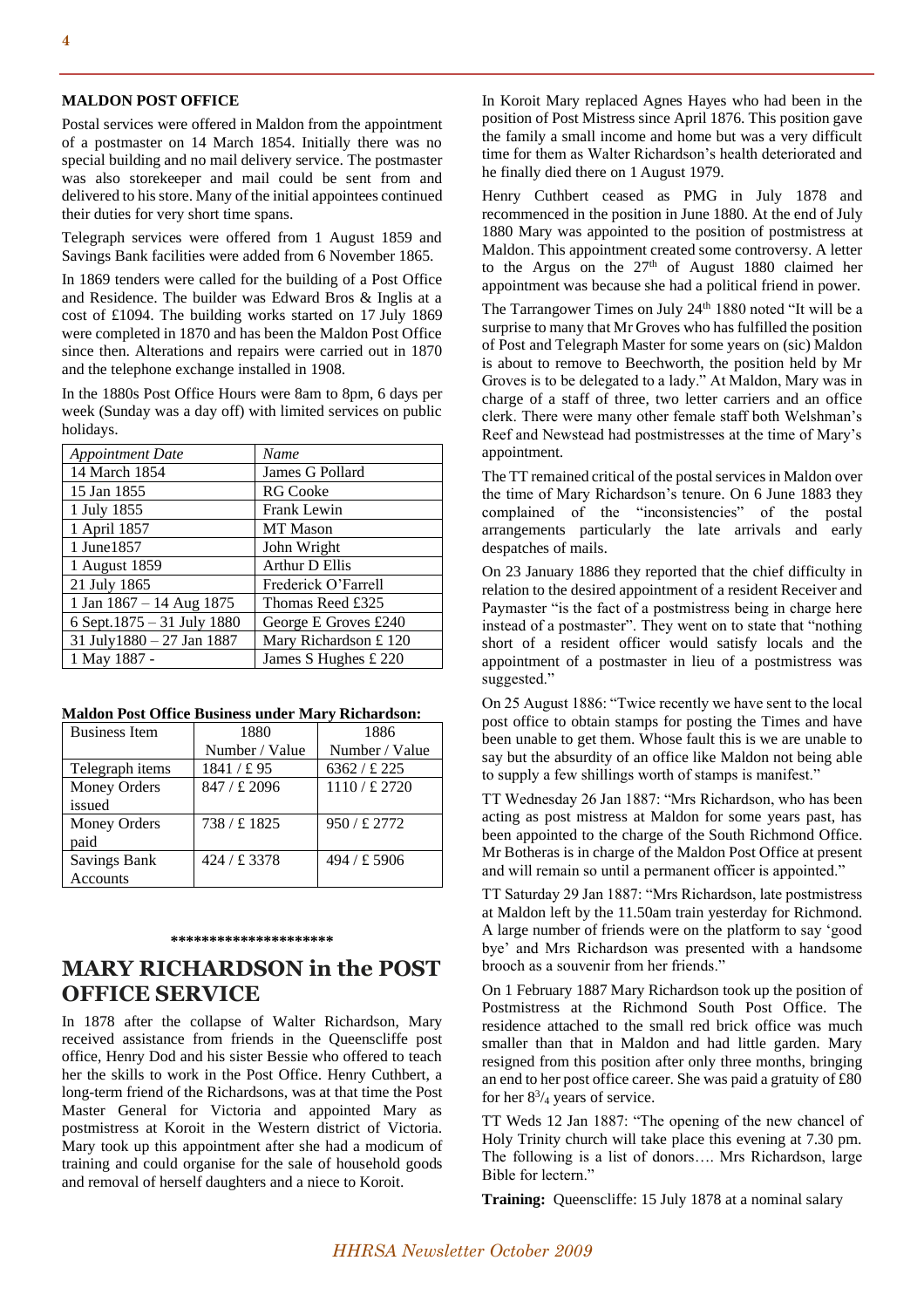## MALDON POST OFFICE

Postal services were offered in Maldon from the appointment of a postmaster on 14 March 1854. Initially there was no special building and no mail delivery service. The postmaster was also storekeeper and mail could be sent from and delivered to his store. Many of the initial appointees continued their duties for very short time spans.

Telegraph services were offered from 1 August 1859 and Savings Bank facilities were added from 6 November 1865.

In 1869 tenders were called for the building of a Post Office and Residence. The builder was Edward Bros & Inglis at a cost of £1094. The building works started on 17 July 1869 were completed in 1870 and has been the Maldon Post Office since then. Alterations and repairs were carried out in 1870 and the telephone exchange installed in 1908.

In the 1880s Post Office Hours were 8am to 8pm, 6 days per week (Sunday was a day off) with limited services on public holidays.

| *Appointment Date* | *Name* |
|---|---|
| 14 March 1854 | James G Pollard |
| 15 Jan 1855 | RG Cooke |
| 1 July 1855 | Frank Lewin |
| 1 April 1857 | MT Mason |
| 1 June1857 | John Wright |
| 1 August 1859 | Arthur D Ellis |
| 21 July 1865 | Frederick O'Farrell |
| 1 Jan 1867 – 14 Aug 1875 | Thomas Reed £325 |
| 6 Sept.1875 – 31 July 1880 | George E Groves £240 |
| 31 July1880 – 27 Jan 1887 | Mary Richardson £ 120 |
| 1 May 1887 - | James S Hughes £ 220 |

**Maldon Post Office Business under Mary Richardson:**

| Business Item | 1880<br>Number / Value | 1886<br>Number / Value |
|---|---|---|
| Telegraph items | 1841 / £ 95 | 6362 / £ 225 |
| Money Orders issued | 847 / £ 2096 | 1110 / £ 2720 |
| Money Orders paid | 738 / £ 1825 | 950 / £ 2772 |
| Savings Bank Accounts | 424 / £ 3378 | 494 / £ 5906 |

*********************

## MARY RICHARDSON in the POST OFFICE SERVICE

In 1878 after the collapse of Walter Richardson, Mary received assistance from friends in the Queenscliffe post office, Henry Dod and his sister Bessie who offered to teach her the skills to work in the Post Office. Henry Cuthbert, a long-term friend of the Richardsons, was at that time the Post Master General for Victoria and appointed Mary as postmistress at Koroit in the Western district of Victoria. Mary took up this appointment after she had a modicum of training and could organise for the sale of household goods and removal of herself daughters and a niece to Koroit.

In Koroit Mary replaced Agnes Hayes who had been in the position of Post Mistress since April 1876. This position gave the family a small income and home but was a very difficult time for them as Walter Richardson's health deteriorated and he finally died there on 1 August 1979.

Henry Cuthbert ceased as PMG in July 1878 and recommenced in the position in June 1880. At the end of July 1880 Mary was appointed to the position of postmistress at Maldon. This appointment created some controversy. A letter to the Argus on the 27th of August 1880 claimed her appointment was because she had a political friend in power.

The Tarrangower Times on July 24th 1880 noted "It will be a surprise to many that Mr Groves who has fulfilled the position of Post and Telegraph Master for some years on (sic) Maldon is about to remove to Beechworth, the position held by Mr Groves is to be delegated to a lady." At Maldon, Mary was in charge of a staff of three, two letter carriers and an office clerk. There were many other female staff both Welshman's Reef and Newstead had postmistresses at the time of Mary's appointment.

The TT remained critical of the postal services in Maldon over the time of Mary Richardson's tenure. On 6 June 1883 they complained of the "inconsistencies" of the postal arrangements particularly the late arrivals and early despatches of mails.

On 23 January 1886 they reported that the chief difficulty in relation to the desired appointment of a resident Receiver and Paymaster "is the fact of a postmistress being in charge here instead of a postmaster". They went on to state that "nothing short of a resident officer would satisfy locals and the appointment of a postmaster in lieu of a postmistress was suggested."

On 25 August 1886: "Twice recently we have sent to the local post office to obtain stamps for posting the Times and have been unable to get them. Whose fault this is we are unable to say but the absurdity of an office like Maldon not being able to supply a few shillings worth of stamps is manifest."

TT Wednesday 26 Jan 1887: "Mrs Richardson, who has been acting as post mistress at Maldon for some years past, has been appointed to the charge of the South Richmond Office. Mr Botheras is in charge of the Maldon Post Office at present and will remain so until a permanent officer is appointed."

TT Saturday 29 Jan 1887: "Mrs Richardson, late postmistress at Maldon left by the 11.50am train yesterday for Richmond. A large number of friends were on the platform to say 'good bye' and Mrs Richardson was presented with a handsome brooch as a souvenir from her friends."

On 1 February 1887 Mary Richardson took up the position of Postmistress at the Richmond South Post Office. The residence attached to the small red brick office was much smaller than that in Maldon and had little garden. Mary resigned from this position after only three months, bringing an end to her post office career. She was paid a gratuity of £80 for her $8^3/_4$ years of service.

TT Weds 12 Jan 1887: "The opening of the new chancel of Holy Trinity church will take place this evening at 7.30 pm. The following is a list of donors…. Mrs Richardson, large Bible for lectern."

**Training:** Queenscliffe: 15 July 1878 at a nominal salary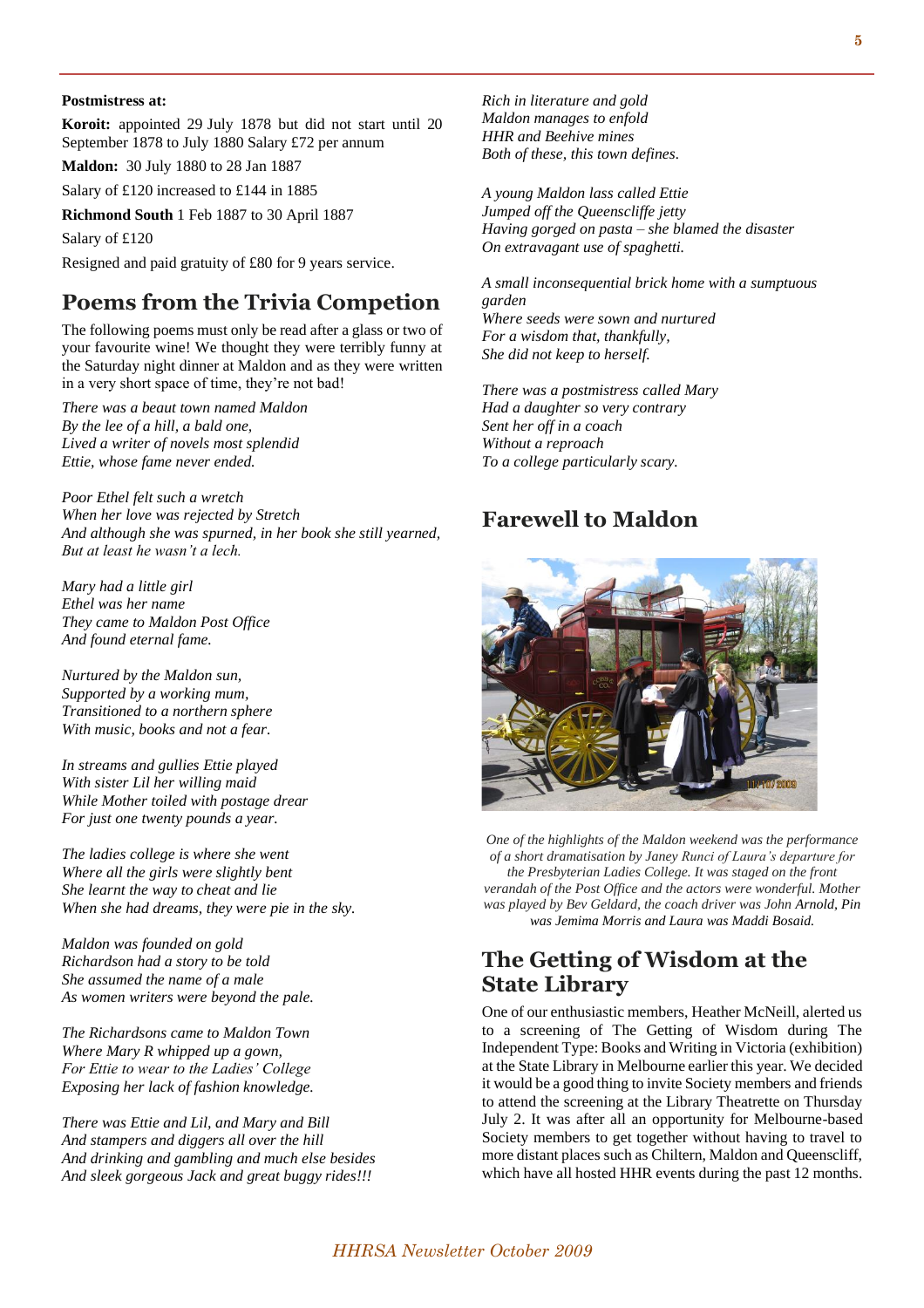**Postmistress at:**

**Koroit:** appointed 29 July 1878 but did not start until 20 September 1878 to July 1880 Salary £72 per annum

**Maldon:** 30 July 1880 to 28 Jan 1887

Salary of £120 increased to £144 in 1885

**Richmond South** 1 Feb 1887 to 30 April 1887

Salary of £120

Resigned and paid gratuity of £80 for 9 years service.

## Poems from the Trivia Competion

The following poems must only be read after a glass or two of your favourite wine! We thought they were terribly funny at the Saturday night dinner at Maldon and as they were written in a very short space of time, they're not bad!

*There was a beaut town named Maldon*
*By the lee of a hill, a bald one,*
*Lived a writer of novels most splendid*
*Ettie, whose fame never ended.*

*Poor Ethel felt such a wretch*
*When her love was rejected by Stretch*
*And although she was spurned, in her book she still yearned,*
*But at least he wasn't a lech.*

*Mary had a little girl*
*Ethel was her name*
*They came to Maldon Post Office*
*And found eternal fame.*

*Nurtured by the Maldon sun,*
*Supported by a working mum,*
*Transitioned to a northern sphere*
*With music, books and not a fear.*

*In streams and gullies Ettie played*
*With sister Lil her willing maid*
*While Mother toiled with postage drear*
*For just one twenty pounds a year.*

*The ladies college is where she went*
*Where all the girls were slightly bent*
*She learnt the way to cheat and lie*
*When she had dreams, they were pie in the sky.*

*Maldon was founded on gold*
*Richardson had a story to be told*
*She assumed the name of a male*
*As women writers were beyond the pale.*

*The Richardsons came to Maldon Town*
*Where Mary R whipped up a gown,*
*For Ettie to wear to the Ladies' College*
*Exposing her lack of fashion knowledge.*

*There was Ettie and Lil, and Mary and Bill*
*And stampers and diggers all over the hill*
*And drinking and gambling and much else besides*
*And sleek gorgeous Jack and great buggy rides!!!*

*Rich in literature and gold*
*Maldon manages to enfold*
*HHR and Beehive mines*
*Both of these, this town defines.*

*A young Maldon lass called Ettie*
*Jumped off the Queenscliffe jetty*
*Having gorged on pasta – she blamed the disaster*
*On extravagant use of spaghetti.*

*A small inconsequential brick home with a sumptuous garden*
*Where seeds were sown and nurtured*
*For a wisdom that, thankfully,*
*She did not keep to herself.*

*There was a postmistress called Mary*
*Had a daughter so very contrary*
*Sent her off in a coach*
*Without a reproach*
*To a college particularly scary.*

## Farewell to Maldon

*One of the highlights of the Maldon weekend was the performance of a short dramatisation by Janey Runci of Laura's departure for the Presbyterian Ladies College. It was staged on the front verandah of the Post Office and the actors were wonderful. Mother was played by Bev Geldard, the coach driver was John Arnold, Pin was Jemima Morris and Laura was Maddi Bosaid.*

## The Getting of Wisdom at the State Library

One of our enthusiastic members, Heather McNeill, alerted us to a screening of The Getting of Wisdom during The Independent Type: Books and Writing in Victoria (exhibition) at the State Library in Melbourne earlier this year. We decided it would be a good thing to invite Society members and friends to attend the screening at the Library Theatrette on Thursday July 2. It was after all an opportunity for Melbourne-based Society members to get together without having to travel to more distant places such as Chiltern, Maldon and Queenscliff, which have all hosted HHR events during the past 12 months.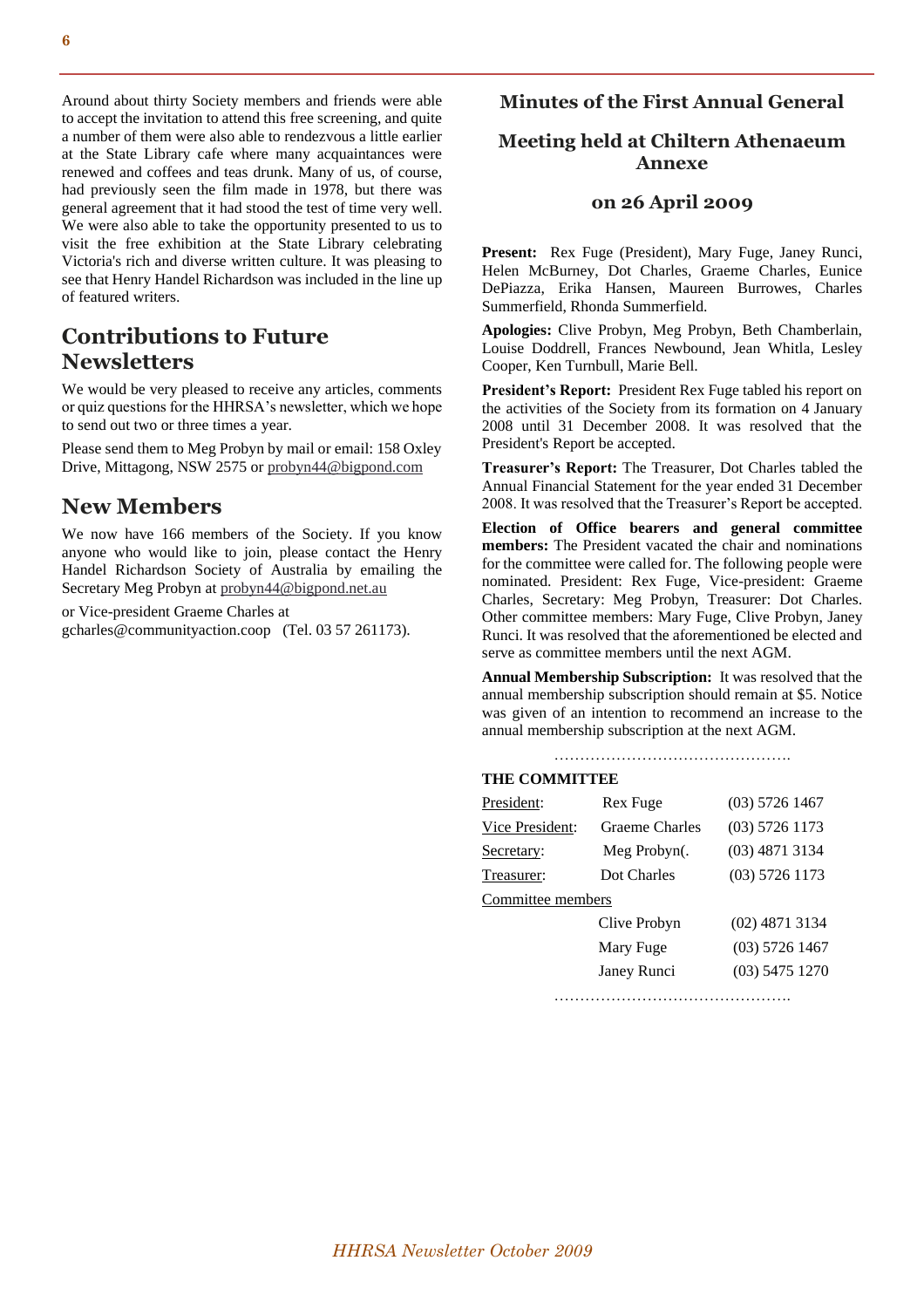Around about thirty Society members and friends were able to accept the invitation to attend this free screening, and quite a number of them were also able to rendezvous a little earlier at the State Library cafe where many acquaintances were renewed and coffees and teas drunk. Many of us, of course, had previously seen the film made in 1978, but there was general agreement that it had stood the test of time very well. We were also able to take the opportunity presented to us to visit the free exhibition at the State Library celebrating Victoria's rich and diverse written culture. It was pleasing to see that Henry Handel Richardson was included in the line up of featured writers.

## Contributions to Future Newsletters

We would be very pleased to receive any articles, comments or quiz questions for the HHRSA's newsletter, which we hope to send out two or three times a year.

Please send them to Meg Probyn by mail or email: 158 Oxley Drive, Mittagong, NSW 2575 or probyn44@bigpond.com

## New Members

We now have 166 members of the Society. If you know anyone who would like to join, please contact the Henry Handel Richardson Society of Australia by emailing the Secretary Meg Probyn at probyn44@bigpond.net.au

or Vice-president Graeme Charles at gcharles@communityaction.coop (Tel. 03 57 261173).

## Minutes of the First Annual General Meeting held at Chiltern Athenaeum Annexe

### on 26 April 2009

**Present:** Rex Fuge (President), Mary Fuge, Janey Runci, Helen McBurney, Dot Charles, Graeme Charles, Eunice DePiazza, Erika Hansen, Maureen Burrowes, Charles Summerfield, Rhonda Summerfield.

**Apologies:** Clive Probyn, Meg Probyn, Beth Chamberlain, Louise Doddrell, Frances Newbound, Jean Whitla, Lesley Cooper, Ken Turnbull, Marie Bell.

**President's Report:** President Rex Fuge tabled his report on the activities of the Society from its formation on 4 January 2008 until 31 December 2008. It was resolved that the President's Report be accepted.

**Treasurer's Report:** The Treasurer, Dot Charles tabled the Annual Financial Statement for the year ended 31 December 2008. It was resolved that the Treasurer's Report be accepted.

**Election of Office bearers and general committee members:** The President vacated the chair and nominations for the committee were called for. The following people were nominated. President: Rex Fuge, Vice-president: Graeme Charles, Secretary: Meg Probyn, Treasurer: Dot Charles. Other committee members: Mary Fuge, Clive Probyn, Janey Runci. It was resolved that the aforementioned be elected and serve as committee members until the next AGM.

**Annual Membership Subscription:** It was resolved that the annual membership subscription should remain at $5. Notice was given of an intention to recommend an increase to the annual membership subscription at the next AGM.

……………………………………….

**THE COMMITTEE**

| | | |
|---|---|---|
| President: | Rex Fuge | (03) 5726 1467 |
| Vice President: | Graeme Charles | (03) 5726 1173 |
| Secretary: | Meg Probyn( | (03) 4871 3134 |
| Treasurer: | Dot Charles | (03) 5726 1173 |
| Committee members | | |
| | Clive Probyn | (02) 4871 3134 |
| | Mary Fuge | (03) 5726 1467 |
| | Janey Runci | (03) 5475 1270 |

……………………………………….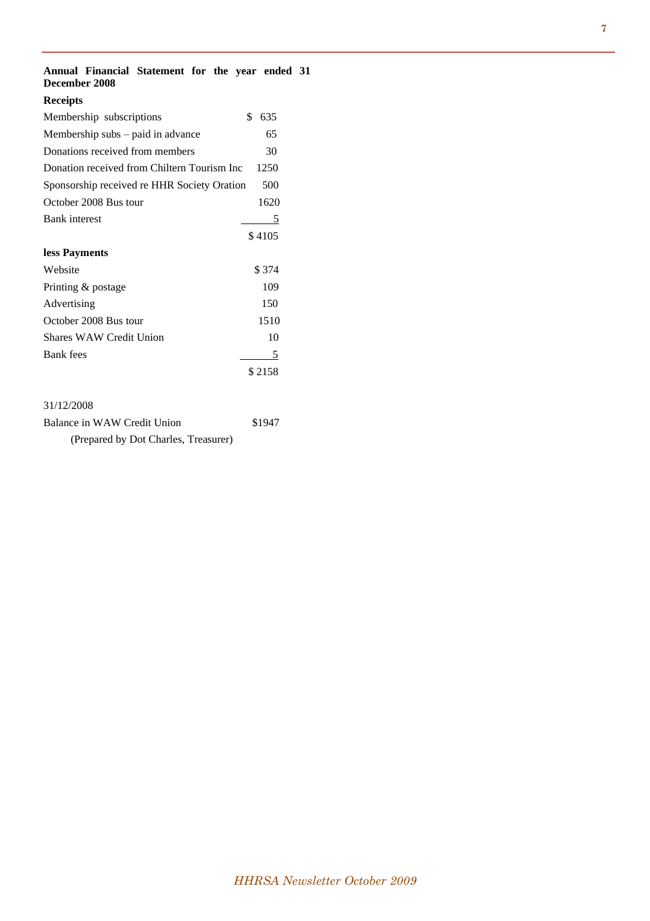**Annual Financial Statement for the year ended 31 December 2008**

**Receipts**

| | |
|---|---|
| Membership subscriptions | $ 635 |
| Membership subs – paid in advance | 65 |
| Donations received from members | 30 |
| Donation received from Chiltern Tourism Inc | 1250 |
| Sponsorship received re HHR Society Oration | 500 |
| October 2008 Bus tour | 1620 |
| Bank interest | 5 |
| | $ 4105 |

**less Payments**

| | |
|---|---|
| Website | $ 374 |
| Printing & postage | 109 |
| Advertising | 150 |
| October 2008 Bus tour | 1510 |
| Shares WAW Credit Union | 10 |
| Bank fees | 5 |
| | $ 2158 |

31/12/2008

| | |
|---|---|
| Balance in WAW Credit Union | $1947 |

(Prepared by Dot Charles, Treasurer)